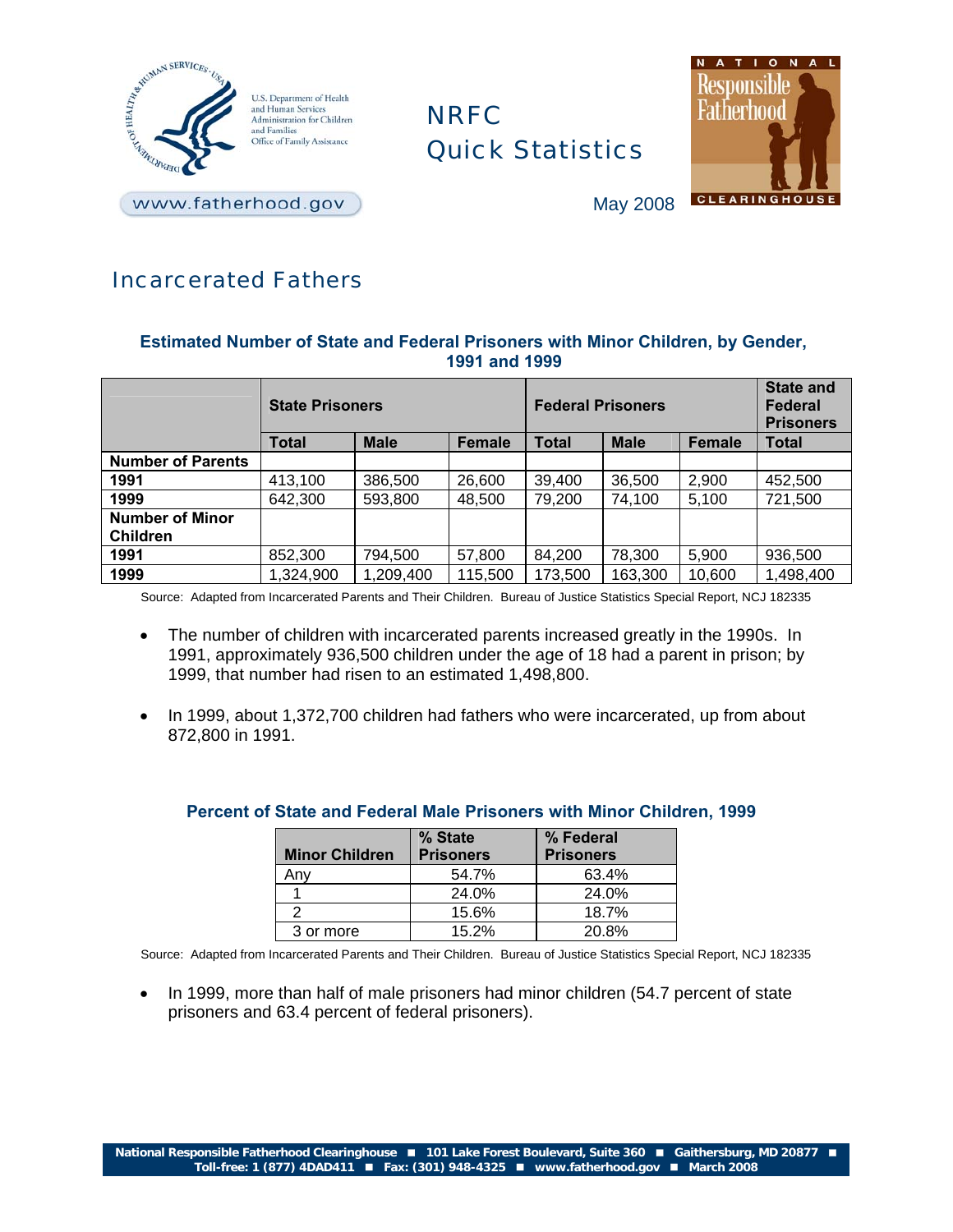U.S. Department of Health and Human Services
Administration for Children and Families
Office of Family Assistance

www.fatherhood.gov

# NRFC Quick Statistics

May 2008

National Responsible Fatherhood Clearinghouse

## Incarcerated Fathers

### Estimated Number of State and Federal Prisoners with Minor Children, by Gender, 1991 and 1999

| | State Prisoners | | | Federal Prisoners | | | State and Federal Prisoners |
|---|---|---|---|---|---|---|---|
| | Total | Male | Female | Total | Male | Female | Total |
| **Number of Parents** | | | | | | | |
| **1991** | 413,100 | 386,500 | 26,600 | 39,400 | 36,500 | 2,900 | 452,500 |
| **1999** | 642,300 | 593,800 | 48,500 | 79,200 | 74,100 | 5,100 | 721,500 |
| **Number of Minor Children** | | | | | | | |
| **1991** | 852,300 | 794,500 | 57,800 | 84,200 | 78,300 | 5,900 | 936,500 |
| **1999** | 1,324,900 | 1,209,400 | 115,500 | 173,500 | 163,300 | 10,600 | 1,498,400 |

Source: Adapted from Incarcerated Parents and Their Children. Bureau of Justice Statistics Special Report, NCJ 182335

- The number of children with incarcerated parents increased greatly in the 1990s. In 1991, approximately 936,500 children under the age of 18 had a parent in prison; by 1999, that number had risen to an estimated 1,498,800.
- In 1999, about 1,372,700 children had fathers who were incarcerated, up from about 872,800 in 1991.

### Percent of State and Federal Male Prisoners with Minor Children, 1999

| Minor Children | % State Prisoners | % Federal Prisoners |
|---|---|---|
| Any | 54.7% | 63.4% |
| 1 | 24.0% | 24.0% |
| 2 | 15.6% | 18.7% |
| 3 or more | 15.2% | 20.8% |

Source: Adapted from Incarcerated Parents and Their Children. Bureau of Justice Statistics Special Report, NCJ 182335

- In 1999, more than half of male prisoners had minor children (54.7 percent of state prisoners and 63.4 percent of federal prisoners).

National Responsible Fatherhood Clearinghouse ■ 101 Lake Forest Boulevard, Suite 360 ■ Gaithersburg, MD 20877 ■ Toll-free: 1 (877) 4DAD411 ■ Fax: (301) 948-4325 ■ www.fatherhood.gov ■ March 2008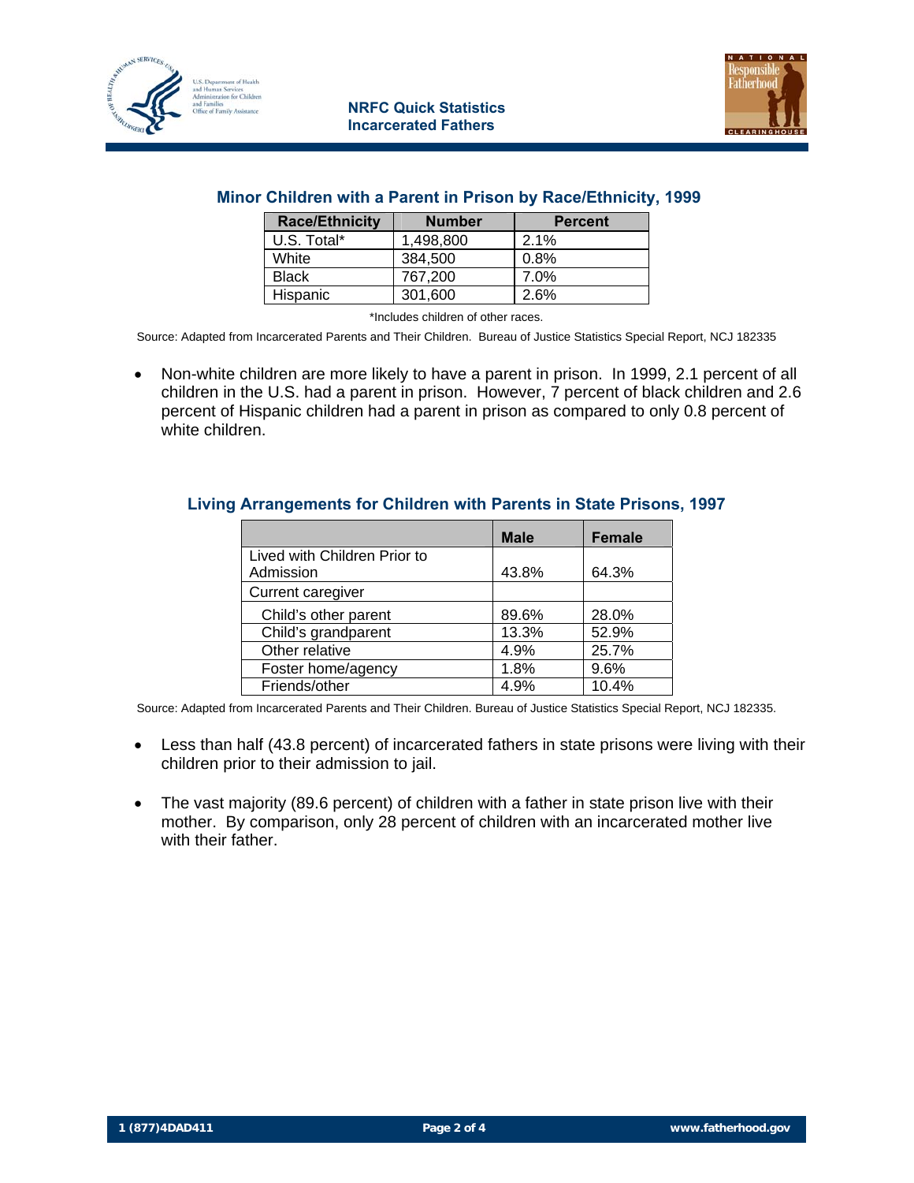## Minor Children with a Parent in Prison by Race/Ethnicity, 1999

| Race/Ethnicity | Number | Percent |
|---|---|---|
| U.S. Total* | 1,498,800 | 2.1% |
| White | 384,500 | 0.8% |
| Black | 767,200 | 7.0% |
| Hispanic | 301,600 | 2.6% |

*Includes children of other races.

Source: Adapted from Incarcerated Parents and Their Children. Bureau of Justice Statistics Special Report, NCJ 182335

- Non-white children are more likely to have a parent in prison. In 1999, 2.1 percent of all children in the U.S. had a parent in prison. However, 7 percent of black children and 2.6 percent of Hispanic children had a parent in prison as compared to only 0.8 percent of white children.

## Living Arrangements for Children with Parents in State Prisons, 1997

| | Male | Female |
|---|---|---|
| Lived with Children Prior to Admission | 43.8% | 64.3% |
| Current caregiver | | |
| Child's other parent | 89.6% | 28.0% |
| Child's grandparent | 13.3% | 52.9% |
| Other relative | 4.9% | 25.7% |
| Foster home/agency | 1.8% | 9.6% |
| Friends/other | 4.9% | 10.4% |

Source: Adapted from Incarcerated Parents and Their Children. Bureau of Justice Statistics Special Report, NCJ 182335.

- Less than half (43.8 percent) of incarcerated fathers in state prisons were living with their children prior to their admission to jail.

- The vast majority (89.6 percent) of children with a father in state prison live with their mother. By comparison, only 28 percent of children with an incarcerated mother live with their father.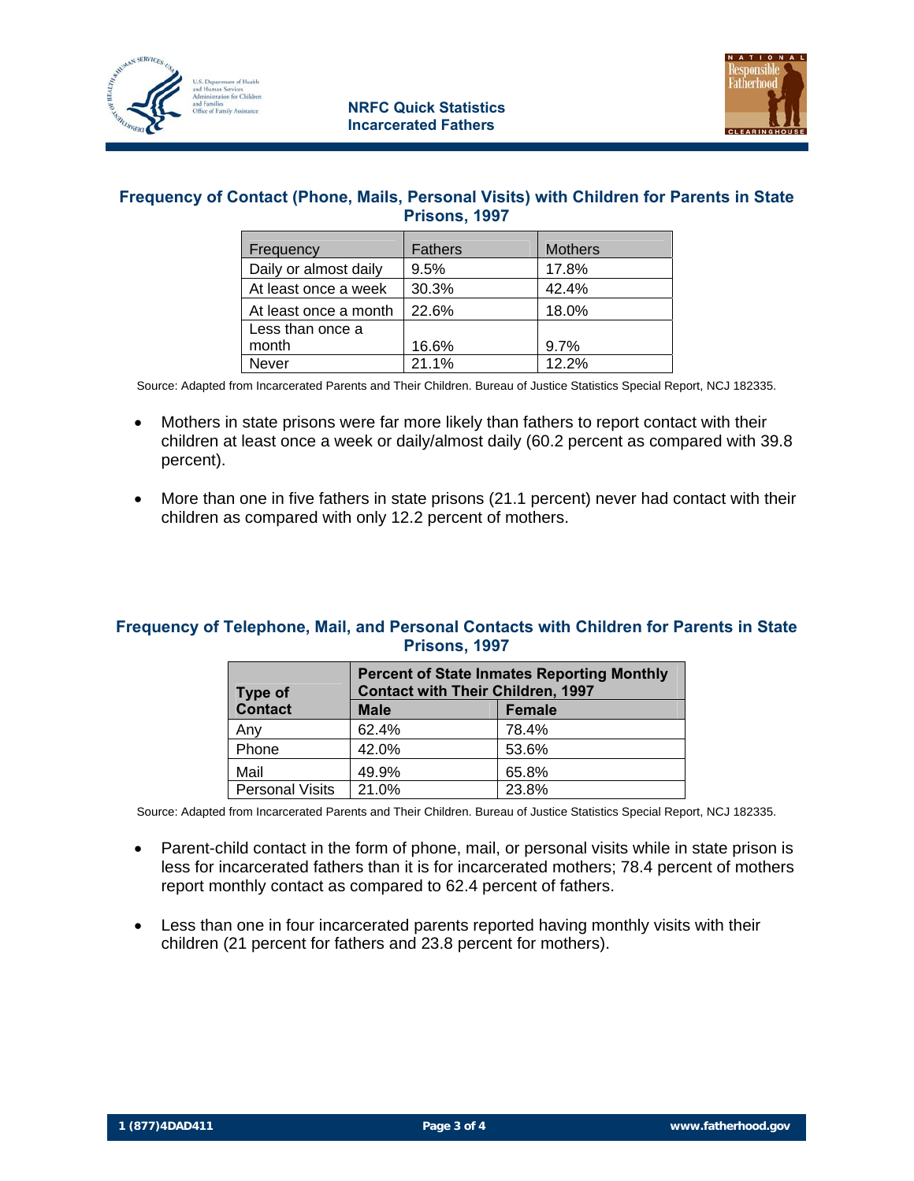## Frequency of Contact (Phone, Mails, Personal Visits) with Children for Parents in State Prisons, 1997

| Frequency | Fathers | Mothers |
|---|---|---|
| Daily or almost daily | 9.5% | 17.8% |
| At least once a week | 30.3% | 42.4% |
| At least once a month | 22.6% | 18.0% |
| Less than once a month | 16.6% | 9.7% |
| Never | 21.1% | 12.2% |

Source: Adapted from Incarcerated Parents and Their Children. Bureau of Justice Statistics Special Report, NCJ 182335.

- Mothers in state prisons were far more likely than fathers to report contact with their children at least once a week or daily/almost daily (60.2 percent as compared with 39.8 percent).
- More than one in five fathers in state prisons (21.1 percent) never had contact with their children as compared with only 12.2 percent of mothers.

## Frequency of Telephone, Mail, and Personal Contacts with Children for Parents in State Prisons, 1997

| Type of Contact | Percent of State Inmates Reporting Monthly Contact with Their Children, 1997 | |
|---|---|---|
| | **Male** | **Female** |
| Any | 62.4% | 78.4% |
| Phone | 42.0% | 53.6% |
| Mail | 49.9% | 65.8% |
| Personal Visits | 21.0% | 23.8% |

Source: Adapted from Incarcerated Parents and Their Children. Bureau of Justice Statistics Special Report, NCJ 182335.

- Parent-child contact in the form of phone, mail, or personal visits while in state prison is less for incarcerated fathers than it is for incarcerated mothers; 78.4 percent of mothers report monthly contact as compared to 62.4 percent of fathers.
- Less than one in four incarcerated parents reported having monthly visits with their children (21 percent for fathers and 23.8 percent for mothers).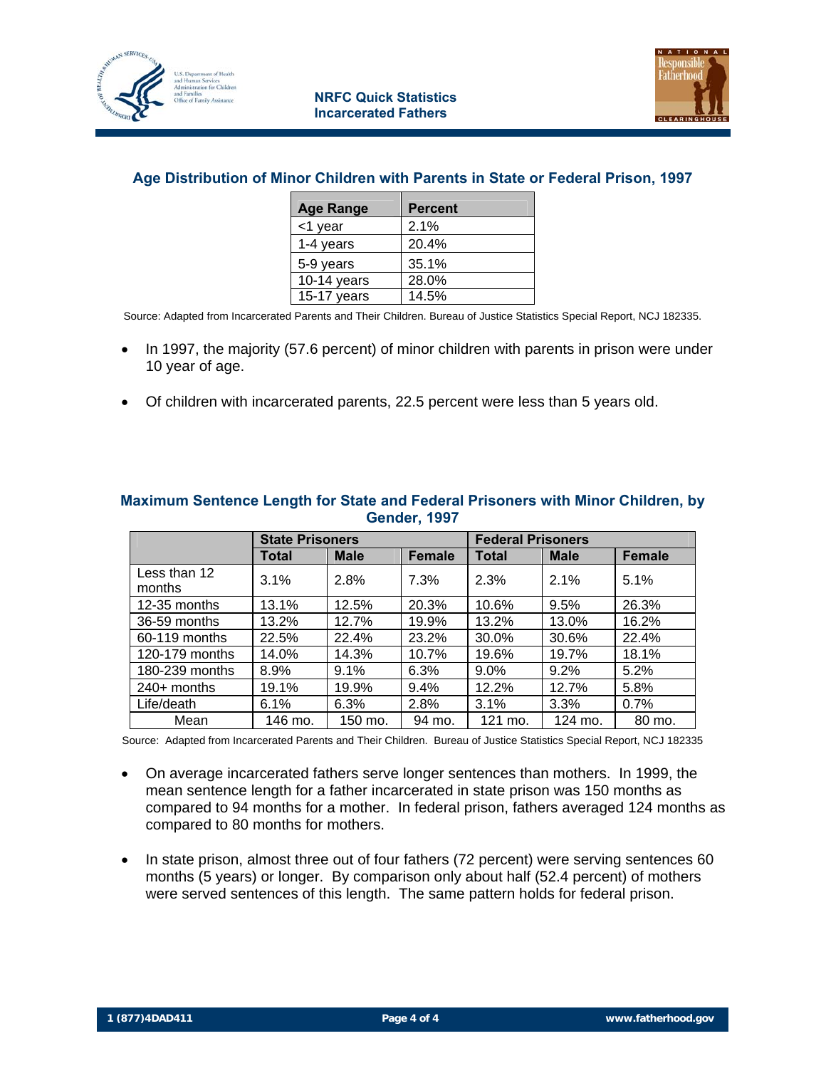**NRFC Quick Statistics**
**Incarcerated Fathers**

## Age Distribution of Minor Children with Parents in State or Federal Prison, 1997

| Age Range | Percent |
|---|---|
| <1 year | 2.1% |
| 1-4 years | 20.4% |
| 5-9 years | 35.1% |
| 10-14 years | 28.0% |
| 15-17 years | 14.5% |

Source: Adapted from Incarcerated Parents and Their Children. Bureau of Justice Statistics Special Report, NCJ 182335.

- In 1997, the majority (57.6 percent) of minor children with parents in prison were under 10 year of age.
- Of children with incarcerated parents, 22.5 percent were less than 5 years old.

## Maximum Sentence Length for State and Federal Prisoners with Minor Children, by Gender, 1997

| | State Prisoners | | | Federal Prisoners | | |
|---|---|---|---|---|---|---|
| | Total | Male | Female | Total | Male | Female |
| Less than 12 months | 3.1% | 2.8% | 7.3% | 2.3% | 2.1% | 5.1% |
| 12-35 months | 13.1% | 12.5% | 20.3% | 10.6% | 9.5% | 26.3% |
| 36-59 months | 13.2% | 12.7% | 19.9% | 13.2% | 13.0% | 16.2% |
| 60-119 months | 22.5% | 22.4% | 23.2% | 30.0% | 30.6% | 22.4% |
| 120-179 months | 14.0% | 14.3% | 10.7% | 19.6% | 19.7% | 18.1% |
| 180-239 months | 8.9% | 9.1% | 6.3% | 9.0% | 9.2% | 5.2% |
| 240+ months | 19.1% | 19.9% | 9.4% | 12.2% | 12.7% | 5.8% |
| Life/death | 6.1% | 6.3% | 2.8% | 3.1% | 3.3% | 0.7% |
| Mean | 146 mo. | 150 mo. | 94 mo. | 121 mo. | 124 mo. | 80 mo. |

Source: Adapted from Incarcerated Parents and Their Children. Bureau of Justice Statistics Special Report, NCJ 182335

- On average incarcerated fathers serve longer sentences than mothers. In 1999, the mean sentence length for a father incarcerated in state prison was 150 months as compared to 94 months for a mother. In federal prison, fathers averaged 124 months as compared to 80 months for mothers.
- In state prison, almost three out of four fathers (72 percent) were serving sentences 60 months (5 years) or longer. By comparison only about half (52.4 percent) of mothers were served sentences of this length. The same pattern holds for federal prison.